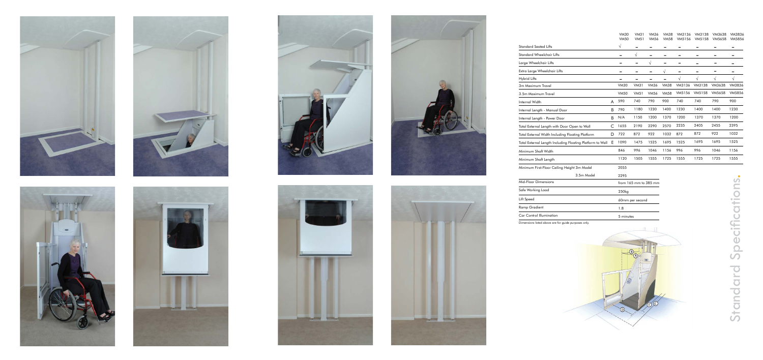# Standard Specifications.

| | | VM30 VM50 | VM31 VM51 | VM36 VM56 | VM38 VM58 | VM3136 VM5156 | VM3138 VM5158 | VM3638 VM5658 | VM3836 VM5856 |
|---|---|---|---|---|---|---|---|---|---|
| Standard Seated Lifts | | √ | – | – | – | – | – | – | – |
| Standard Wheelchair Lifts | | – | √ | – | – | – | – | – | – |
| Large Wheelchair Lifts | | – | – | √ | – | – | – | – | – |
| Extra Large Wheelchair Lifts | | – | – | – | √ | – | – | – | – |
| Hybrid Lifts | | – | – | – | – | √ | √ | √ | √ |
| 3m Maximum Travel | | VM30 | VM31 | VM36 | VM38 | VM3136 | VM3138 | VM3638 | VM3836 |
| 3.5m Maximum Travel | | VM50 | VM51 | VM56 | VM58 | VM5156 | VM5158 | VM5658 | VM5856 |
| Internal Width | A | 590 | 740 | 790 | 900 | 740 | 740 | 790 | 900 |
| Internal Length - Manual Door | B | 790 | 1180 | 1230 | 1400 | 1230 | 1400 | 1400 | 1230 |
| Internal Length - Power Door | B | N/A | 1150 | 1200 | 1370 | 1200 | 1370 | 1370 | 1200 |
| Total External Length with Door Open to Wall | C | 1655 | 2190 | 2290 | 2570 | 2235 | 2405 | 2455 | 2395 |
| Total External Width Including Floating Platform | D | 722 | 872 | 922 | 1032 | 872 | 872 | 922 | 1032 |
| Total External Length Including Floating Platform to Wall | E | 1090 | 1475 | 1525 | 1695 | 1525 | 1695 | 1695 | 1525 |
| Minimum Shaft Width | | 846 | 996 | 1046 | 1156 | 996 | 996 | 1046 | 1156 |
| Minimum Shaft Length | | 1120 | 1505 | 1555 | 1725 | 1555 | 1725 | 1725 | 1555 |
| Minimum First-Floor Ceiling Height 3m Model | | 2055 | | | | | | | |
| 3.5m Model | | 2295 | | | | | | | |
| Mid-Floor Dimensions | | from 165 mm to 385 mm | | | | | | | |
| Safe Working Load | | 250kg | | | | | | | |
| Lift Speed | | 60mm per second | | | | | | | |
| Ramp Gradient | | 1:8 | | | | | | | |
| Car Control Illumination | | 5 minutes | | | | | | | |

Dimensions listed above are for guide purposes only.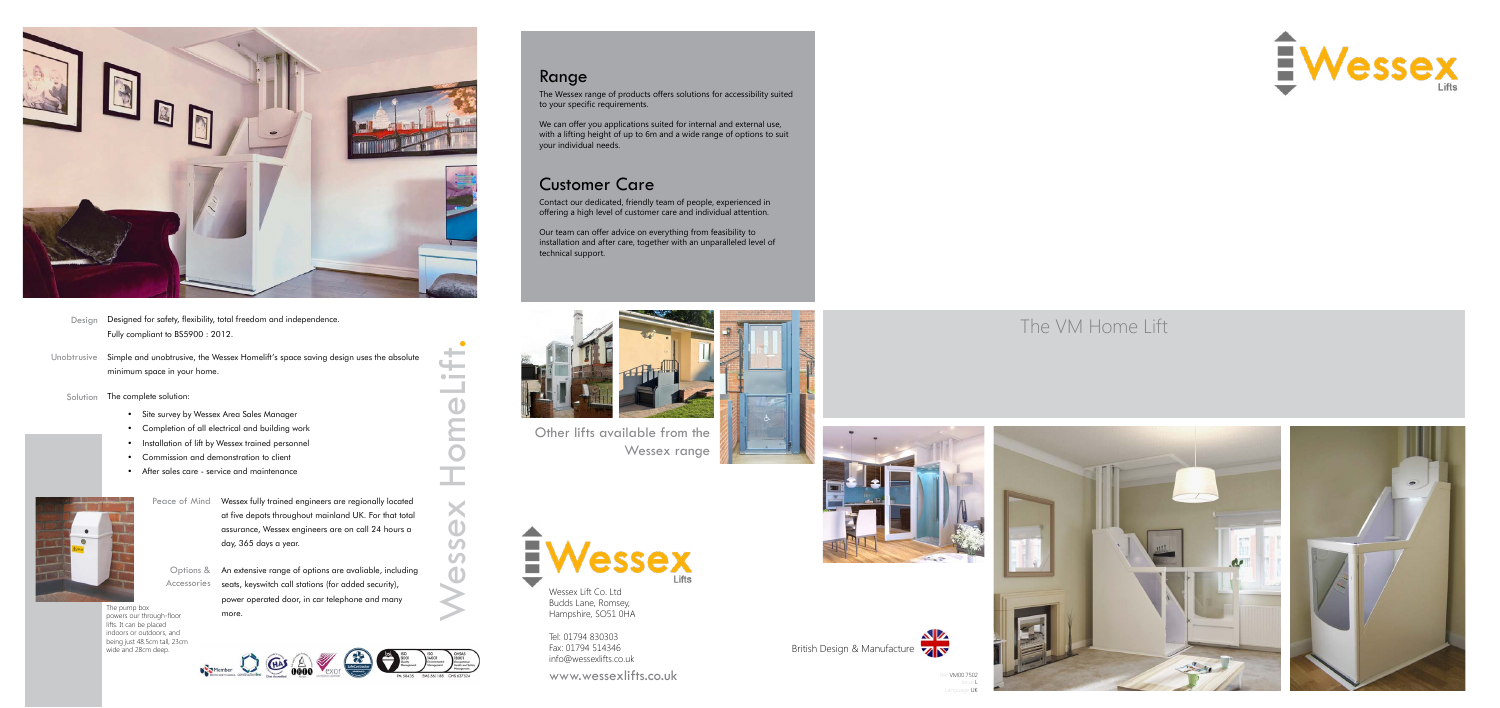**Design** Designed for safety, flexibility, total freedom and independence.
Fully compliant to BS5900 : 2012.

**Unobtrusive** Simple and unobtrusive, the Wessex Homelift's space saving design uses the absolute minimum space in your home.

**Solution** The complete solution:

- Site survey by Wessex Area Sales Manager
- Completion of all electrical and building work
- Installation of lift by Wessex trained personnel
- Commission and demonstration to client
- After sales care - service and maintenance

**Peace of Mind** Wessex fully trained engineers are regionally located at five depots throughout mainland UK. For that total assurance, Wessex engineers are on call 24 hours a day, 365 days a year.

**Options & Accessories** An extensive range of options are avaliable, including seats, keyswitch call stations (for added security), power operated door, in car telephone and many more.

The pump box powers our through-floor lifts. It can be placed indoors or outdoors, and being just 48.5cm tall, 23cm wide and 28cm deep.

Wessex HomeLift.

## Range

The Wessex range of products offers solutions for accessibility suited to your specific requirements.

We can offer you applications suited for internal and external use, with a lifting height of up to 6m and a wide range of options to suit your individual needs.

## Customer Care

Contact our dedicated, friendly team of people, experienced in offering a high level of customer care and individual attention.

Our team can offer advice on everything from feasibility to installation and after care, together with an unparalleled level of technical support.

Other lifts available from the Wessex range

Wessex Lift Co. Ltd
Budds Lane, Romsey,
Hampshire, SO51 0HA

Tel: 01794 830303
Fax: 01794 514346
info@wessexlifts.co.uk

www.wessexlifts.co.uk

# The VM Home Lift

British Design & Manufacture

Ref: VM00 7502
Issue: L
Language: UK